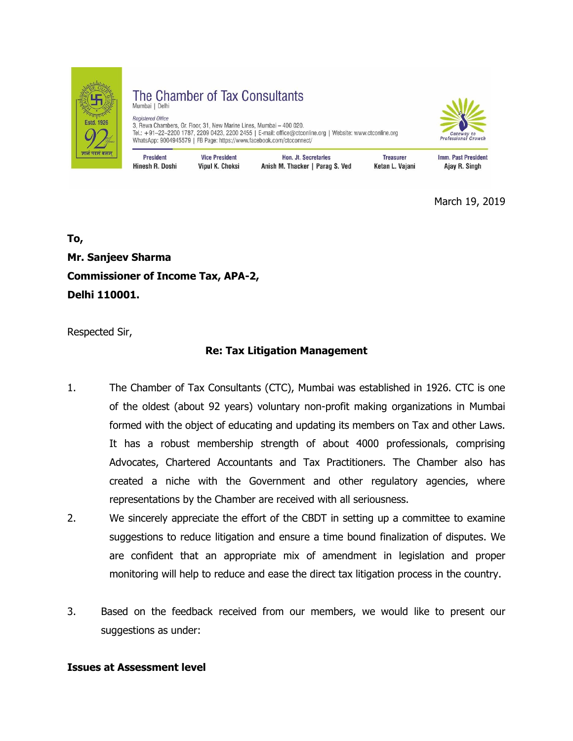The Chamber of Tax Consultants
Mumbai | Delhi

*Registered Office*
3, Rewa Chambers, Gr. Floor, 31, New Marine Lines, Mumbai – 400 020.
Tel.: +91–22–2200 1787, 2209 0423, 2200 2455 | E-mail: office@ctconline.org | Website: www.ctconline.org
WhatsApp: 9004945579 | FB Page: https://www.facebook.com/ctcconnect/

| President | Vice President | Hon. Jt. Secretaries | Treasurer | Imm. Past President |
|---|---|---|---|---|
| Hinesh R. Doshi | Vipul K. Choksi | Anish M. Thacker \| Parag S. Ved | Ketan L. Vajani | Ajay R. Singh |

March 19, 2019

**To,**
**Mr. Sanjeev Sharma**
**Commissioner of Income Tax, APA-2,**
**Delhi 110001.**

Respected Sir,

**Re: Tax Litigation Management**

1. The Chamber of Tax Consultants (CTC), Mumbai was established in 1926. CTC is one of the oldest (about 92 years) voluntary non-profit making organizations in Mumbai formed with the object of educating and updating its members on Tax and other Laws. It has a robust membership strength of about 4000 professionals, comprising Advocates, Chartered Accountants and Tax Practitioners. The Chamber also has created a niche with the Government and other regulatory agencies, where representations by the Chamber are received with all seriousness.

2. We sincerely appreciate the effort of the CBDT in setting up a committee to examine suggestions to reduce litigation and ensure a time bound finalization of disputes. We are confident that an appropriate mix of amendment in legislation and proper monitoring will help to reduce and ease the direct tax litigation process in the country.

3. Based on the feedback received from our members, we would like to present our suggestions as under:

**Issues at Assessment level**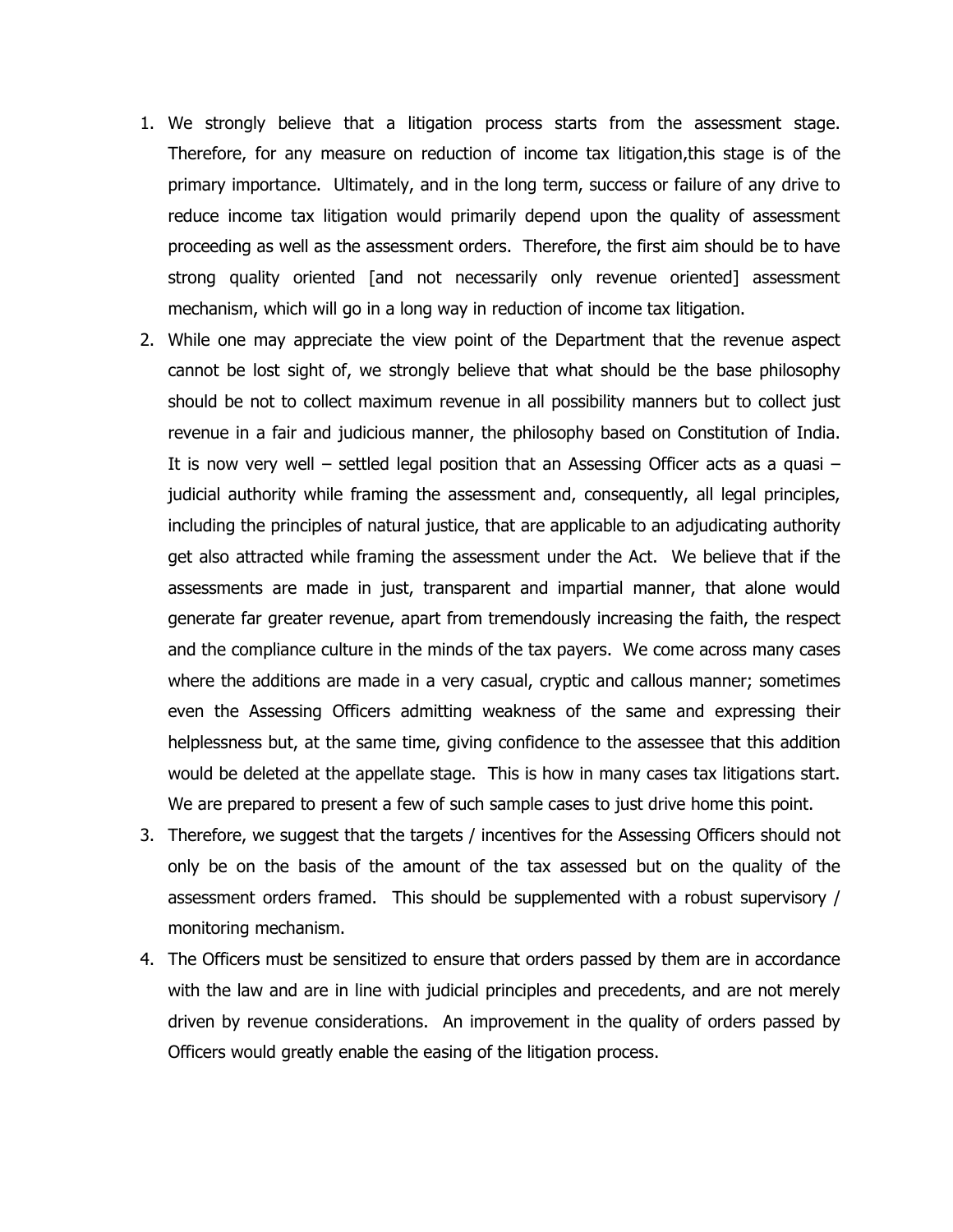1. We strongly believe that a litigation process starts from the assessment stage. Therefore, for any measure on reduction of income tax litigation,this stage is of the primary importance. Ultimately, and in the long term, success or failure of any drive to reduce income tax litigation would primarily depend upon the quality of assessment proceeding as well as the assessment orders. Therefore, the first aim should be to have strong quality oriented [and not necessarily only revenue oriented] assessment mechanism, which will go in a long way in reduction of income tax litigation.
2. While one may appreciate the view point of the Department that the revenue aspect cannot be lost sight of, we strongly believe that what should be the base philosophy should be not to collect maximum revenue in all possibility manners but to collect just revenue in a fair and judicious manner, the philosophy based on Constitution of India. It is now very well – settled legal position that an Assessing Officer acts as a quasi – judicial authority while framing the assessment and, consequently, all legal principles, including the principles of natural justice, that are applicable to an adjudicating authority get also attracted while framing the assessment under the Act. We believe that if the assessments are made in just, transparent and impartial manner, that alone would generate far greater revenue, apart from tremendously increasing the faith, the respect and the compliance culture in the minds of the tax payers. We come across many cases where the additions are made in a very casual, cryptic and callous manner; sometimes even the Assessing Officers admitting weakness of the same and expressing their helplessness but, at the same time, giving confidence to the assessee that this addition would be deleted at the appellate stage. This is how in many cases tax litigations start. We are prepared to present a few of such sample cases to just drive home this point.
3. Therefore, we suggest that the targets / incentives for the Assessing Officers should not only be on the basis of the amount of the tax assessed but on the quality of the assessment orders framed. This should be supplemented with a robust supervisory / monitoring mechanism.
4. The Officers must be sensitized to ensure that orders passed by them are in accordance with the law and are in line with judicial principles and precedents, and are not merely driven by revenue considerations. An improvement in the quality of orders passed by Officers would greatly enable the easing of the litigation process.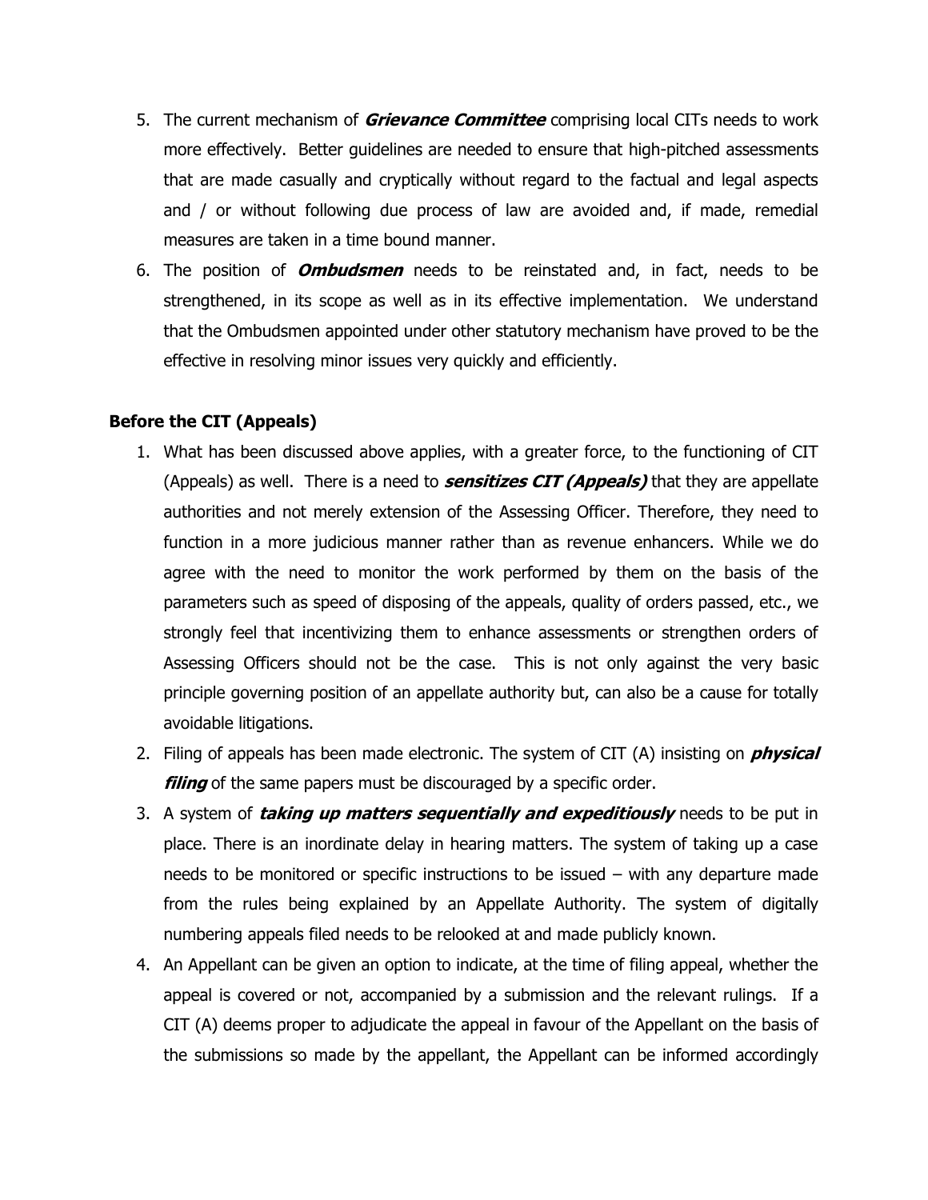5. The current mechanism of ***Grievance Committee*** comprising local CITs needs to work more effectively. Better guidelines are needed to ensure that high-pitched assessments that are made casually and cryptically without regard to the factual and legal aspects and / or without following due process of law are avoided and, if made, remedial measures are taken in a time bound manner.
6. The position of ***Ombudsmen*** needs to be reinstated and, in fact, needs to be strengthened, in its scope as well as in its effective implementation. We understand that the Ombudsmen appointed under other statutory mechanism have proved to be the effective in resolving minor issues very quickly and efficiently.

**Before the CIT (Appeals)**

1. What has been discussed above applies, with a greater force, to the functioning of CIT (Appeals) as well. There is a need to ***sensitizes CIT (Appeals)*** that they are appellate authorities and not merely extension of the Assessing Officer. Therefore, they need to function in a more judicious manner rather than as revenue enhancers. While we do agree with the need to monitor the work performed by them on the basis of the parameters such as speed of disposing of the appeals, quality of orders passed, etc., we strongly feel that incentivizing them to enhance assessments or strengthen orders of Assessing Officers should not be the case. This is not only against the very basic principle governing position of an appellate authority but, can also be a cause for totally avoidable litigations.
2. Filing of appeals has been made electronic. The system of CIT (A) insisting on ***physical filing*** of the same papers must be discouraged by a specific order.
3. A system of ***taking up matters sequentially and expeditiously*** needs to be put in place. There is an inordinate delay in hearing matters. The system of taking up a case needs to be monitored or specific instructions to be issued – with any departure made from the rules being explained by an Appellate Authority. The system of digitally numbering appeals filed needs to be relooked at and made publicly known.
4. An Appellant can be given an option to indicate, at the time of filing appeal, whether the appeal is covered or not, accompanied by a submission and the relevant rulings. If a CIT (A) deems proper to adjudicate the appeal in favour of the Appellant on the basis of the submissions so made by the appellant, the Appellant can be informed accordingly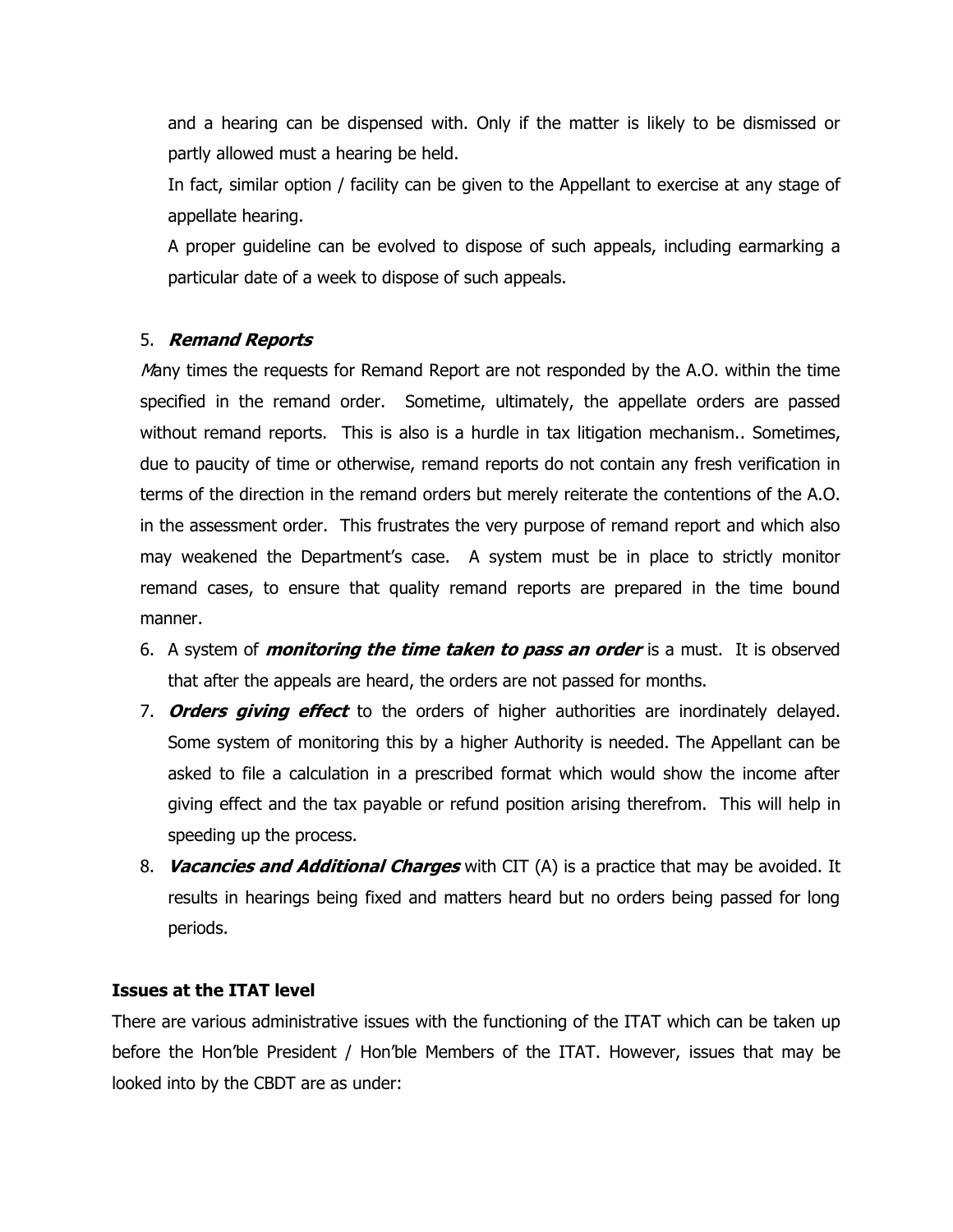and a hearing can be dispensed with. Only if the matter is likely to be dismissed or partly allowed must a hearing be held.

In fact, similar option / facility can be given to the Appellant to exercise at any stage of appellate hearing.

A proper guideline can be evolved to dispose of such appeals, including earmarking a particular date of a week to dispose of such appeals.

5. ***Remand Reports***

*M*any times the requests for Remand Report are not responded by the A.O. within the time specified in the remand order. Sometime, ultimately, the appellate orders are passed without remand reports. This is also is a hurdle in tax litigation mechanism.. Sometimes, due to paucity of time or otherwise, remand reports do not contain any fresh verification in terms of the direction in the remand orders but merely reiterate the contentions of the A.O. in the assessment order. This frustrates the very purpose of remand report and which also may weakened the Department's case. A system must be in place to strictly monitor remand cases, to ensure that quality remand reports are prepared in the time bound manner.

6. A system of ***monitoring the time taken to pass an order*** is a must. It is observed that after the appeals are heard, the orders are not passed for months.
7. ***Orders giving effect*** to the orders of higher authorities are inordinately delayed. Some system of monitoring this by a higher Authority is needed. The Appellant can be asked to file a calculation in a prescribed format which would show the income after giving effect and the tax payable or refund position arising therefrom. This will help in speeding up the process.
8. ***Vacancies and Additional Charges*** with CIT (A) is a practice that may be avoided. It results in hearings being fixed and matters heard but no orders being passed for long periods.

**Issues at the ITAT level**

There are various administrative issues with the functioning of the ITAT which can be taken up before the Hon'ble President / Hon'ble Members of the ITAT. However, issues that may be looked into by the CBDT are as under: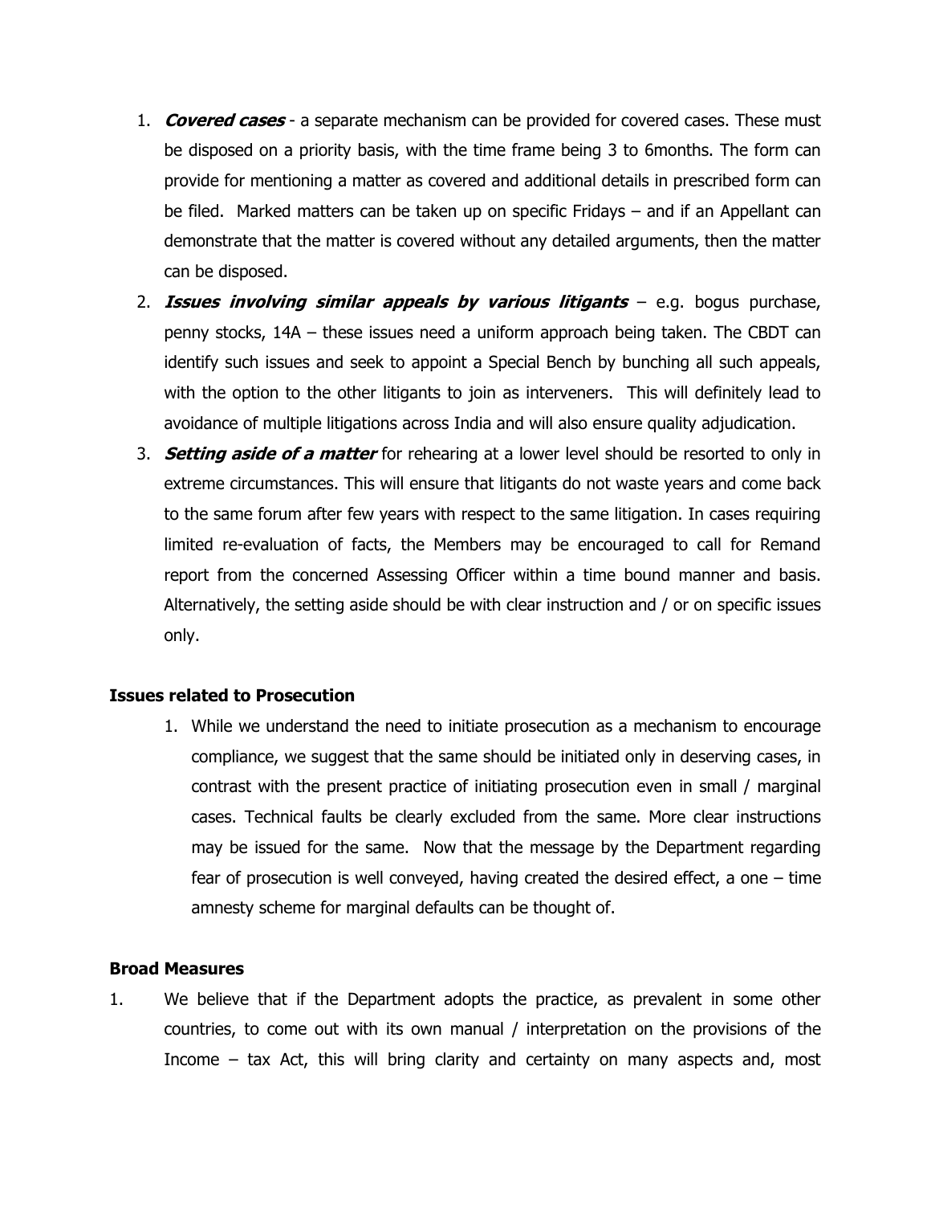1. ***Covered cases*** - a separate mechanism can be provided for covered cases. These must be disposed on a priority basis, with the time frame being 3 to 6months. The form can provide for mentioning a matter as covered and additional details in prescribed form can be filed. Marked matters can be taken up on specific Fridays – and if an Appellant can demonstrate that the matter is covered without any detailed arguments, then the matter can be disposed.
2. ***Issues involving similar appeals by various litigants*** – e.g. bogus purchase, penny stocks, 14A – these issues need a uniform approach being taken. The CBDT can identify such issues and seek to appoint a Special Bench by bunching all such appeals, with the option to the other litigants to join as interveners. This will definitely lead to avoidance of multiple litigations across India and will also ensure quality adjudication.
3. ***Setting aside of a matter*** for rehearing at a lower level should be resorted to only in extreme circumstances. This will ensure that litigants do not waste years and come back to the same forum after few years with respect to the same litigation. In cases requiring limited re-evaluation of facts, the Members may be encouraged to call for Remand report from the concerned Assessing Officer within a time bound manner and basis. Alternatively, the setting aside should be with clear instruction and / or on specific issues only.

**Issues related to Prosecution**

1. While we understand the need to initiate prosecution as a mechanism to encourage compliance, we suggest that the same should be initiated only in deserving cases, in contrast with the present practice of initiating prosecution even in small / marginal cases. Technical faults be clearly excluded from the same. More clear instructions may be issued for the same. Now that the message by the Department regarding fear of prosecution is well conveyed, having created the desired effect, a one – time amnesty scheme for marginal defaults can be thought of.

**Broad Measures**

1. We believe that if the Department adopts the practice, as prevalent in some other countries, to come out with its own manual / interpretation on the provisions of the Income – tax Act, this will bring clarity and certainty on many aspects and, most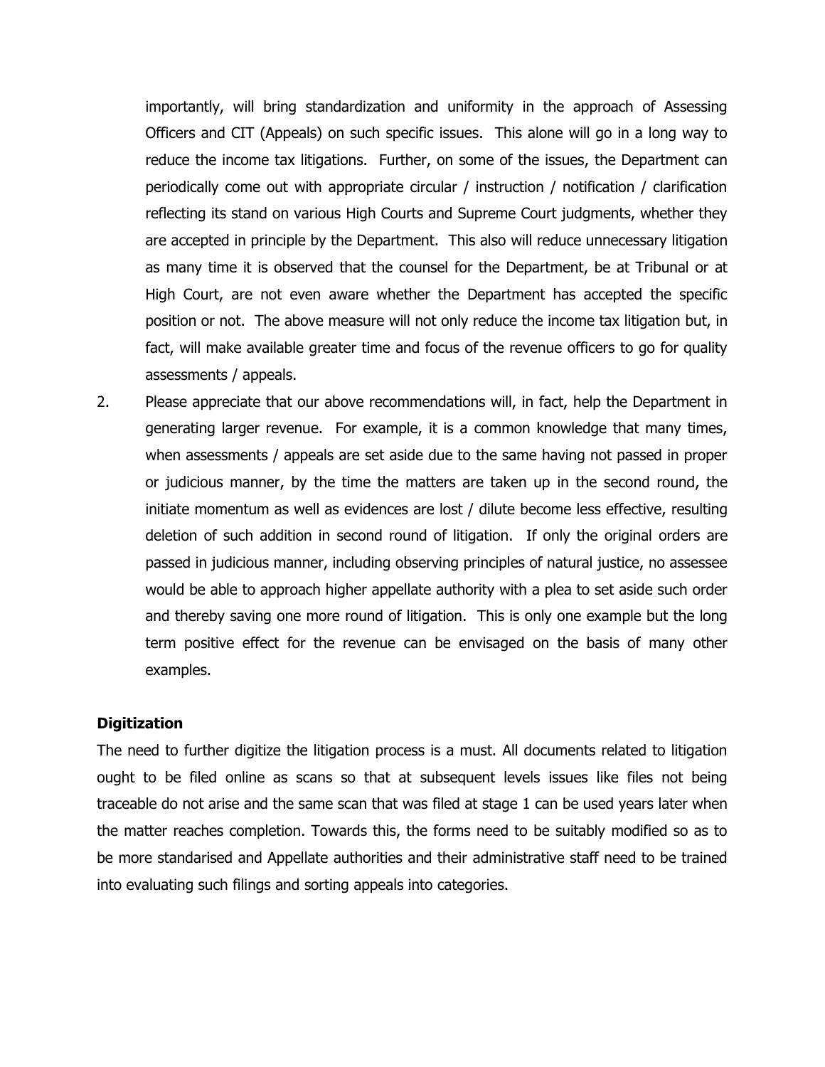importantly, will bring standardization and uniformity in the approach of Assessing Officers and CIT (Appeals) on such specific issues. This alone will go in a long way to reduce the income tax litigations. Further, on some of the issues, the Department can periodically come out with appropriate circular / instruction / notification / clarification reflecting its stand on various High Courts and Supreme Court judgments, whether they are accepted in principle by the Department. This also will reduce unnecessary litigation as many time it is observed that the counsel for the Department, be at Tribunal or at High Court, are not even aware whether the Department has accepted the specific position or not. The above measure will not only reduce the income tax litigation but, in fact, will make available greater time and focus of the revenue officers to go for quality assessments / appeals.

2. Please appreciate that our above recommendations will, in fact, help the Department in generating larger revenue. For example, it is a common knowledge that many times, when assessments / appeals are set aside due to the same having not passed in proper or judicious manner, by the time the matters are taken up in the second round, the initiate momentum as well as evidences are lost / dilute become less effective, resulting deletion of such addition in second round of litigation. If only the original orders are passed in judicious manner, including observing principles of natural justice, no assessee would be able to approach higher appellate authority with a plea to set aside such order and thereby saving one more round of litigation. This is only one example but the long term positive effect for the revenue can be envisaged on the basis of many other examples.

**Digitization**

The need to further digitize the litigation process is a must. All documents related to litigation ought to be filed online as scans so that at subsequent levels issues like files not being traceable do not arise and the same scan that was filed at stage 1 can be used years later when the matter reaches completion. Towards this, the forms need to be suitably modified so as to be more standarised and Appellate authorities and their administrative staff need to be trained into evaluating such filings and sorting appeals into categories.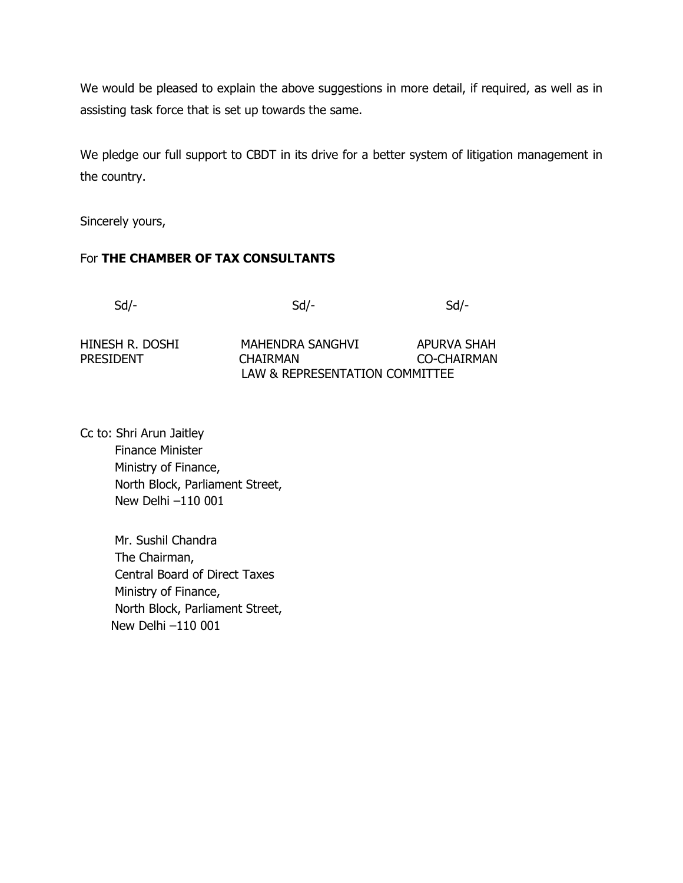We would be pleased to explain the above suggestions in more detail, if required, as well as in assisting task force that is set up towards the same.

We pledge our full support to CBDT in its drive for a better system of litigation management in the country.

Sincerely yours,

For **THE CHAMBER OF TAX CONSULTANTS**

| | | |
|---|---|---|
| Sd/- | Sd/- | Sd/- |
| HINESH R. DOSHI<br>PRESIDENT | MAHENDRA SANGHVI<br>CHAIRMAN | APURVA SHAH<br>CO-CHAIRMAN |
| | LAW & REPRESENTATION COMMITTEE | |

Cc to: Shri Arun Jaitley
Finance Minister
Ministry of Finance,
North Block, Parliament Street,
New Delhi –110 001

Mr. Sushil Chandra
The Chairman,
Central Board of Direct Taxes
Ministry of Finance,
North Block, Parliament Street,
New Delhi –110 001